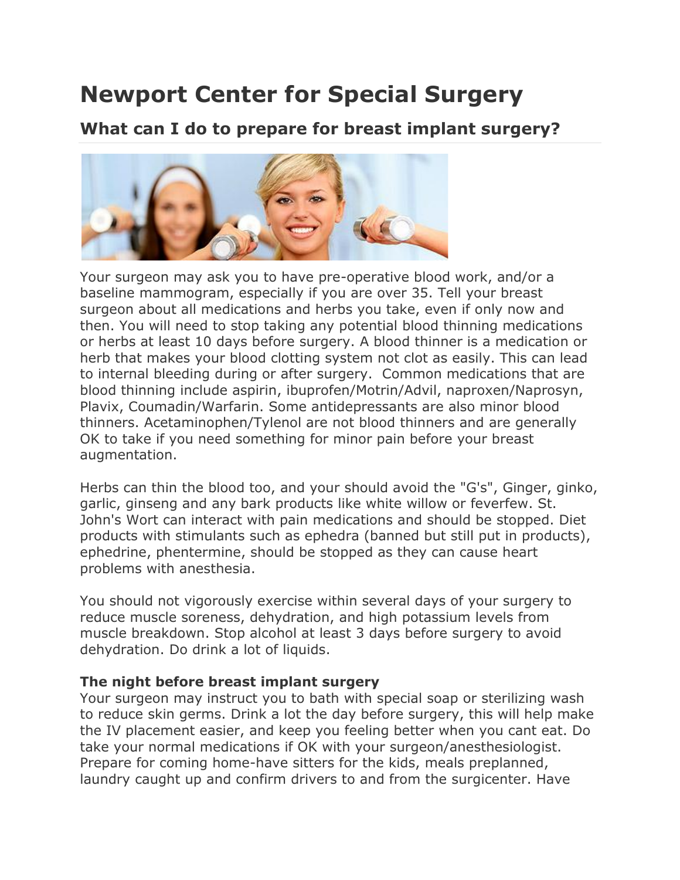# Newport Center for Special Surgery

## What can I do to prepare for breast implant surgery?

Your surgeon may ask you to have pre-operative blood work, and/or a baseline mammogram, especially if you are over 35. Tell your breast surgeon about all medications and herbs you take, even if only now and then. You will need to stop taking any potential blood thinning medications or herbs at least 10 days before surgery. A blood thinner is a medication or herb that makes your blood clotting system not clot as easily. This can lead to internal bleeding during or after surgery. Common medications that are blood thinning include aspirin, ibuprofen/Motrin/Advil, naproxen/Naprosyn, Plavix, Coumadin/Warfarin. Some antidepressants are also minor blood thinners. Acetaminophen/Tylenol are not blood thinners and are generally OK to take if you need something for minor pain before your breast augmentation.

Herbs can thin the blood too, and your should avoid the "G's", Ginger, ginko, garlic, ginseng and any bark products like white willow or feverfew. St. John's Wort can interact with pain medications and should be stopped. Diet products with stimulants such as ephedra (banned but still put in products), ephedrine, phentermine, should be stopped as they can cause heart problems with anesthesia.

You should not vigorously exercise within several days of your surgery to reduce muscle soreness, dehydration, and high potassium levels from muscle breakdown. Stop alcohol at least 3 days before surgery to avoid dehydration. Do drink a lot of liquids.

**The night before breast implant surgery**

Your surgeon may instruct you to bath with special soap or sterilizing wash to reduce skin germs. Drink a lot the day before surgery, this will help make the IV placement easier, and keep you feeling better when you cant eat. Do take your normal medications if OK with your surgeon/anesthesiologist. Prepare for coming home-have sitters for the kids, meals preplanned, laundry caught up and confirm drivers to and from the surgicenter. Have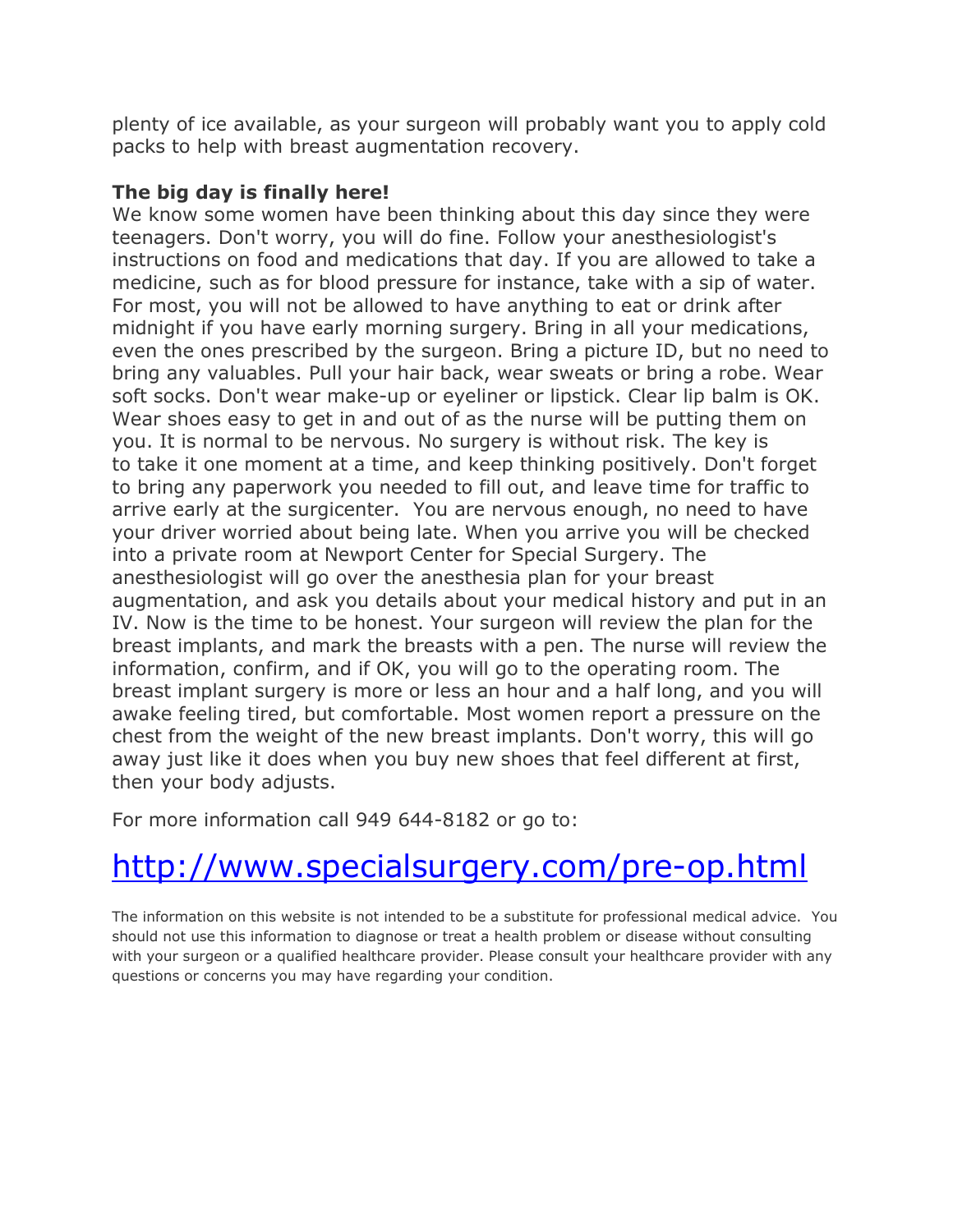plenty of ice available, as your surgeon will probably want you to apply cold packs to help with breast augmentation recovery.

**The big day is finally here!**

We know some women have been thinking about this day since they were teenagers. Don't worry, you will do fine. Follow your anesthesiologist's instructions on food and medications that day. If you are allowed to take a medicine, such as for blood pressure for instance, take with a sip of water. For most, you will not be allowed to have anything to eat or drink after midnight if you have early morning surgery. Bring in all your medications, even the ones prescribed by the surgeon. Bring a picture ID, but no need to bring any valuables. Pull your hair back, wear sweats or bring a robe. Wear soft socks. Don't wear make-up or eyeliner or lipstick. Clear lip balm is OK. Wear shoes easy to get in and out of as the nurse will be putting them on you. It is normal to be nervous. No surgery is without risk. The key is to take it one moment at a time, and keep thinking positively. Don't forget to bring any paperwork you needed to fill out, and leave time for traffic to arrive early at the surgicenter. You are nervous enough, no need to have your driver worried about being late. When you arrive you will be checked into a private room at Newport Center for Special Surgery. The anesthesiologist will go over the anesthesia plan for your breast augmentation, and ask you details about your medical history and put in an IV. Now is the time to be honest. Your surgeon will review the plan for the breast implants, and mark the breasts with a pen. The nurse will review the information, confirm, and if OK, you will go to the operating room. The breast implant surgery is more or less an hour and a half long, and you will awake feeling tired, but comfortable. Most women report a pressure on the chest from the weight of the new breast implants. Don't worry, this will go away just like it does when you buy new shoes that feel different at first, then your body adjusts.

For more information call 949 644-8182 or go to:

## http://www.specialsurgery.com/pre-op.html

The information on this website is not intended to be a substitute for professional medical advice. You should not use this information to diagnose or treat a health problem or disease without consulting with your surgeon or a qualified healthcare provider. Please consult your healthcare provider with any questions or concerns you may have regarding your condition.